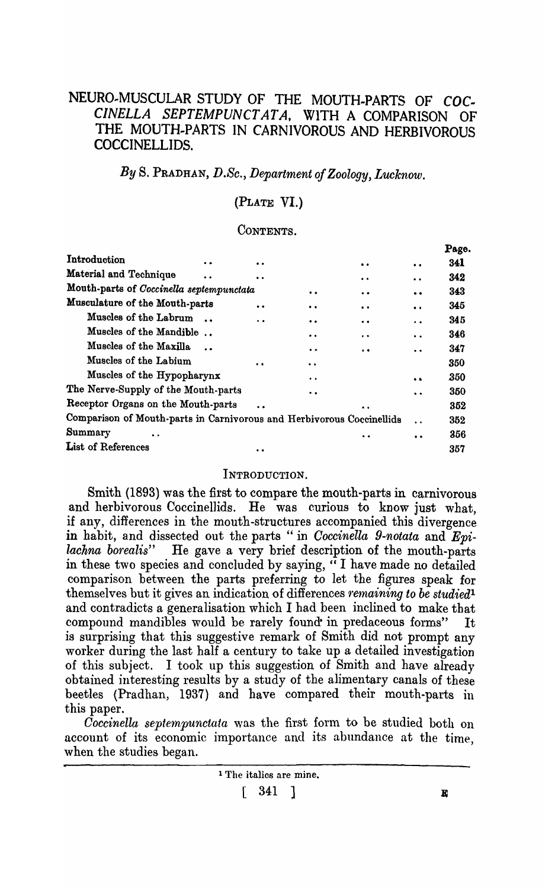# NEURO-MUSCULAR STUDY OF THE MOUTH-PARTS OF *COCCINELLA SEPTEMPUNCTATA*, WITH A COMPARISON OF THE MOUTH-PARTS IN CARNIVOROUS AND HERBIVOROUS COCCINELLIDS.

*By* S. PRADHAN, *D.Sc., Department of Zoology, Lucknow.*

(PLATE VI.)

CONTENTS.

| | Page. |
|---|---|
| Introduction | 341 |
| Material and Technique | 342 |
| Mouth-parts of *Coccinella septempunctata* | 343 |
| Musculature of the Mouth-parts | 345 |
| Muscles of the Labrum | 345 |
| Muscles of the Mandible | 346 |
| Muscles of the Maxilla | 347 |
| Muscles of the Labium | 350 |
| Muscles of the Hypopharynx | 350 |
| The Nerve-Supply of the Mouth-parts | 350 |
| Receptor Organs on the Mouth-parts | 352 |
| Comparison of Mouth-parts in Carnivorous and Herbivorous Coccinellids | 352 |
| Summary | 356 |
| List of References | 357 |

## INTRODUCTION.

Smith (1893) was the first to compare the mouth-parts in carnivorous and herbivorous Coccinellids. He was curious to know just what, if any, differences in the mouth-structures accompanied this divergence in habit, and dissected out the parts " in *Coccinella 9-notata* and *Epilachna borealis*" He gave a very brief description of the mouth-parts in these two species and concluded by saying, " I have made no detailed comparison between the parts preferring to let the figures speak for themselves but it gives an indication of differences *remaining to be studied*[1] and contradicts a generalisation which I had been inclined to make that compound mandibles would be rarely found in predaceous forms" It is surprising that this suggestive remark of Smith did not prompt any worker during the last half a century to take up a detailed investigation of this subject. I took up this suggestion of Smith and have already obtained interesting results by a study of the alimentary canals of these beetles (Pradhan, 1937) and have compared their mouth-parts in this paper.

*Coccinella septempunctata* was the first form to be studied both on account of its economic importance and its abundance at the time, when the studies began.

[1] The italics are mine.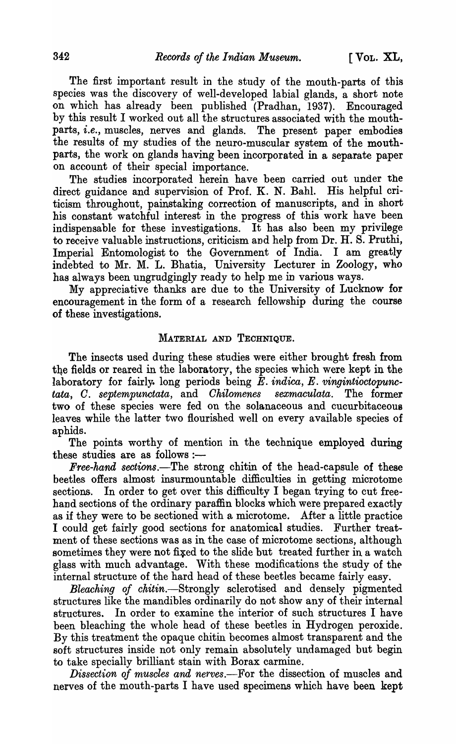The first important result in the study of the mouth-parts of this species was the discovery of well-developed labial glands, a short note on which has already been published (Pradhan, 1937). Encouraged by this result I worked out all the structures associated with the mouth-parts, *i.e.*, muscles, nerves and glands. The present paper embodies the results of my studies of the neuro-muscular system of the mouth-parts, the work on glands having been incorporated in a separate paper on account of their special importance.

The studies incorporated herein have been carried out under the direct guidance and supervision of Prof. K. N. Bahl. His helpful criticism throughout, painstaking correction of manuscripts, and in short his constant watchful interest in the progress of this work have been indispensable for these investigations. It has also been my privilege to receive valuable instructions, criticism and help from Dr. H. S. Pruthi, Imperial Entomologist to the Government of India. I am greatly indebted to Mr. M. L. Bhatia, University Lecturer in Zoology, who has always been ungrudgingly ready to help me in various ways.

My appreciative thanks are due to the University of Lucknow for encouragement in the form of a research fellowship during the course of these investigations.

## MATERIAL AND TECHNIQUE.

The insects used during these studies were either brought fresh from the fields or reared in the laboratory, the species which were kept in the laboratory for fairly long periods being *E. indica*, *E. vingintioctopunctata*, *C. septempunctata*, and *Chilomenes sexmaculata*. The former two of these species were fed on the solanaceous and cucurbitaceous leaves while the latter two flourished well on every available species of aphids.

The points worthy of mention in the technique employed during these studies are as follows :—

*Free-hand sections.*—The strong chitin of the head-capsule of these beetles offers almost insurmountable difficulties in getting microtome sections. In order to get over this difficulty I began trying to cut free-hand sections of the ordinary paraffin blocks which were prepared exactly as if they were to be sectioned with a microtome. After a little practice I could get fairly good sections for anatomical studies. Further treatment of these sections was as in the case of microtome sections, although sometimes they were not fixed to the slide but treated further in a watch glass with much advantage. With these modifications the study of the internal structure of the hard head of these beetles became fairly easy.

*Bleaching of chitin.*—Strongly sclerotised and densely pigmented structures like the mandibles ordinarily do not show any of their internal structures. In order to examine the interior of such structures I have been bleaching the whole head of these beetles in Hydrogen peroxide. By this treatment the opaque chitin becomes almost transparent and the soft structures inside not only remain absolutely undamaged but begin to take specially brilliant stain with Borax carmine.

*Dissection of muscles and nerves.*—For the dissection of muscles and nerves of the mouth-parts I have used specimens which have been kept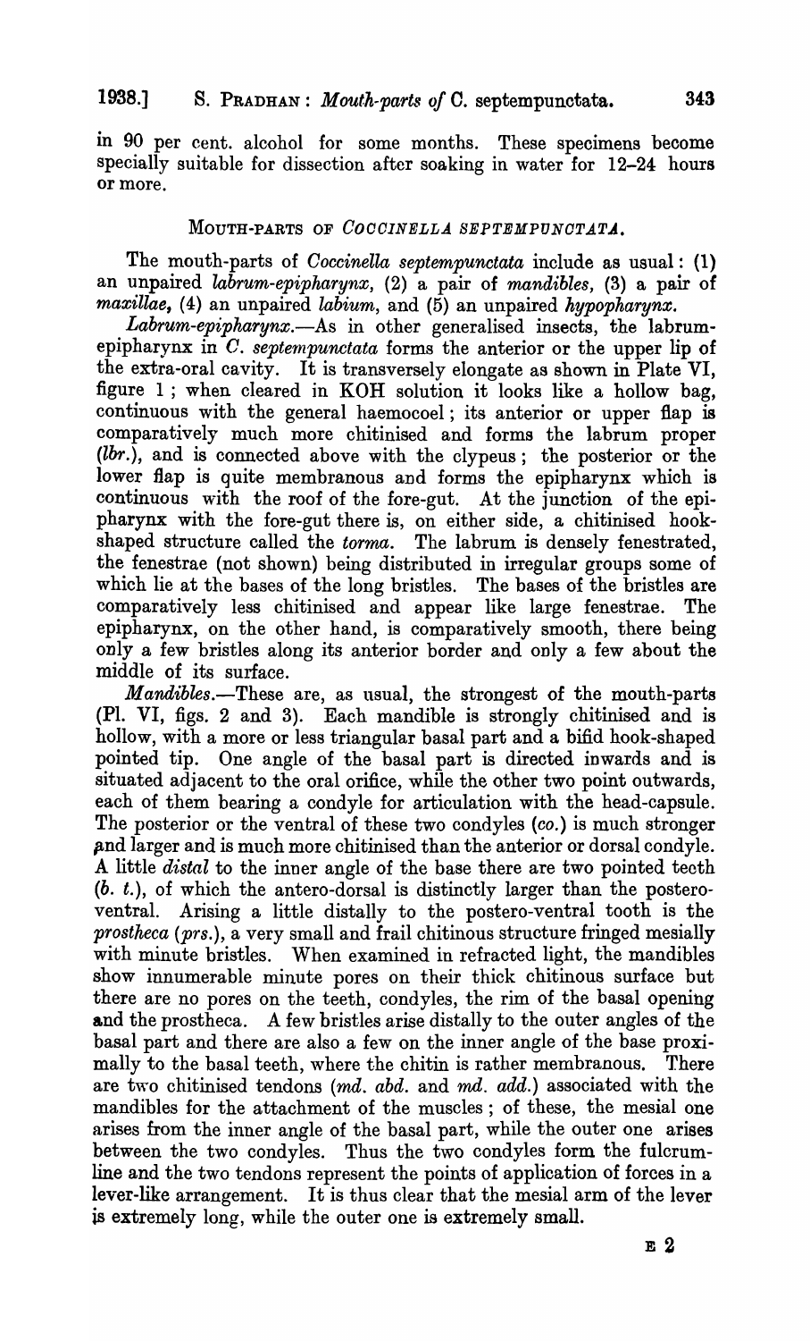in 90 per cent. alcohol for some months. These specimens become specially suitable for dissection after soaking in water for 12–24 hours or more.

## MOUTH-PARTS OF *COCCINELLA SEPTEMPUNCTATA*.

The mouth-parts of *Coccinella septempunctata* include as usual: (1) an unpaired *labrum-epipharynx*, (2) a pair of *mandibles*, (3) a pair of *maxillae*, (4) an unpaired *labium*, and (5) an unpaired *hypopharynx*.

*Labrum-epipharynx*.—As in other generalised insects, the labrum-epipharynx in *C. septempunctata* forms the anterior or the upper lip of the extra-oral cavity. It is transversely elongate as shown in Plate VI, figure 1; when cleared in KOH solution it looks like a hollow bag, continuous with the general haemocoel; its anterior or upper flap is comparatively much more chitinised and forms the labrum proper (*lbr.*), and is connected above with the clypeus; the posterior or the lower flap is quite membranous and forms the epipharynx which is continuous with the roof of the fore-gut. At the junction of the epipharynx with the fore-gut there is, on either side, a chitinised hook-shaped structure called the *torma*. The labrum is densely fenestrated, the fenestrae (not shown) being distributed in irregular groups some of which lie at the bases of the long bristles. The bases of the bristles are comparatively less chitinised and appear like large fenestrae. The epipharynx, on the other hand, is comparatively smooth, there being only a few bristles along its anterior border and only a few about the middle of its surface.

*Mandibles*.—These are, as usual, the strongest of the mouth-parts (Pl. VI, figs. 2 and 3). Each mandible is strongly chitinised and is hollow, with a more or less triangular basal part and a bifid hook-shaped pointed tip. One angle of the basal part is directed inwards and is situated adjacent to the oral orifice, while the other two point outwards, each of them bearing a condyle for articulation with the head-capsule. The posterior or the ventral of these two condyles (*co.*) is much stronger and larger and is much more chitinised than the anterior or dorsal condyle. A little *distal* to the inner angle of the base there are two pointed teeth (*b. t.*), of which the antero-dorsal is distinctly larger than the postero-ventral. Arising a little distally to the postero-ventral tooth is the *prostheca* (*prs.*), a very small and frail chitinous structure fringed mesially with minute bristles. When examined in refracted light, the mandibles show innumerable minute pores on their thick chitinous surface but there are no pores on the teeth, condyles, the rim of the basal opening and the prostheca. A few bristles arise distally to the outer angles of the basal part and there are also a few on the inner angle of the base proximally to the basal teeth, where the chitin is rather membranous. There are two chitinised tendons (*md. abd.* and *md. add.*) associated with the mandibles for the attachment of the muscles; of these, the mesial one arises from the inner angle of the basal part, while the outer one arises between the two condyles. Thus the two condyles form the fulcrum-line and the two tendons represent the points of application of forces in a lever-like arrangement. It is thus clear that the mesial arm of the lever is extremely long, while the outer one is extremely small.

E 2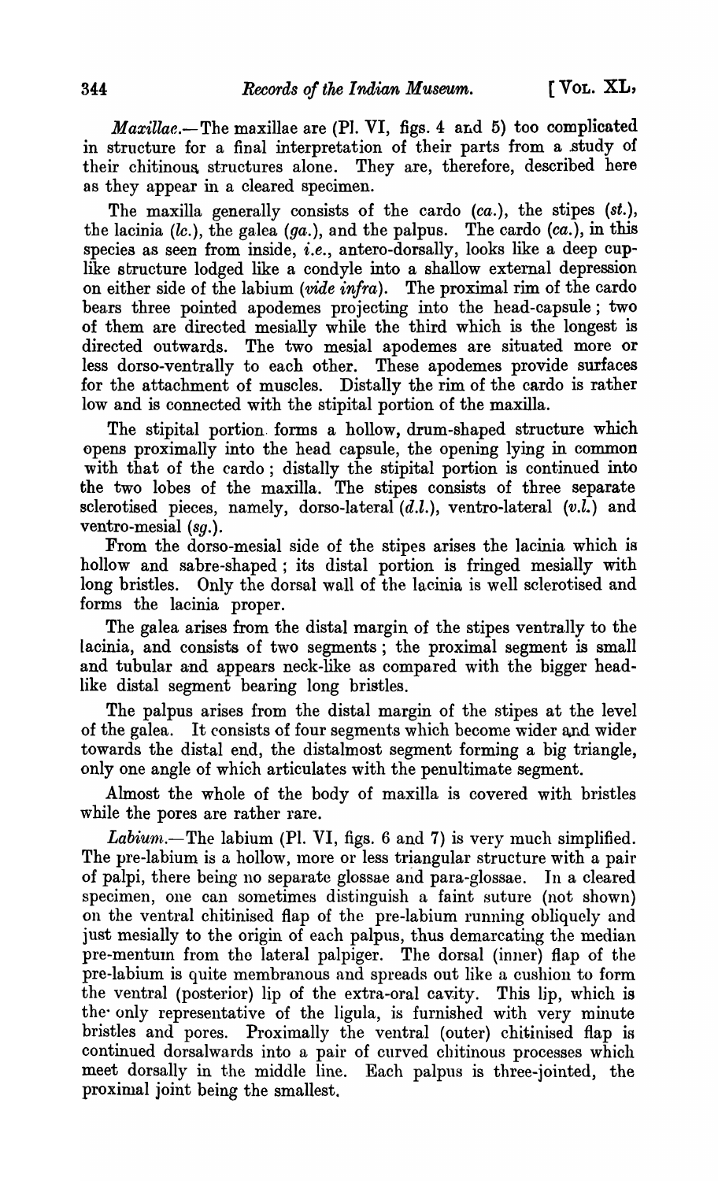*Maxillae*.—The maxillae are (Pl. VI, figs. 4 and 5) too complicated in structure for a final interpretation of their parts from a study of their chitinous structures alone. They are, therefore, described here as they appear in a cleared specimen.

The maxilla generally consists of the cardo (*ca.*), the stipes (*st.*), the lacinia (*lc.*), the galea (*ga.*), and the palpus. The cardo (*ca.*), in this species as seen from inside, *i.e.*, antero-dorsally, looks like a deep cup-like structure lodged like a condyle into a shallow external depression on either side of the labium (*vide infra*). The proximal rim of the cardo bears three pointed apodemes projecting into the head-capsule; two of them are directed mesially while the third which is the longest is directed outwards. The two mesial apodemes are situated more or less dorso-ventrally to each other. These apodemes provide surfaces for the attachment of muscles. Distally the rim of the cardo is rather low and is connected with the stipital portion of the maxilla.

The stipital portion forms a hollow, drum-shaped structure which opens proximally into the head capsule, the opening lying in common with that of the cardo; distally the stipital portion is continued into the two lobes of the maxilla. The stipes consists of three separate sclerotised pieces, namely, dorso-lateral (*d.l.*), ventro-lateral (*v.l.*) and ventro-mesial (*sg.*).

From the dorso-mesial side of the stipes arises the lacinia which is hollow and sabre-shaped; its distal portion is fringed mesially with long bristles. Only the dorsal wall of the lacinia is well sclerotised and forms the lacinia proper.

The galea arises from the distal margin of the stipes ventrally to the lacinia, and consists of two segments; the proximal segment is small and tubular and appears neck-like as compared with the bigger head-like distal segment bearing long bristles.

The palpus arises from the distal margin of the stipes at the level of the galea. It consists of four segments which become wider and wider towards the distal end, the distalmost segment forming a big triangle, only one angle of which articulates with the penultimate segment.

Almost the whole of the body of maxilla is covered with bristles while the pores are rather rare.

*Labium*.—The labium (Pl. VI, figs. 6 and 7) is very much simplified. The pre-labium is a hollow, more or less triangular structure with a pair of palpi, there being no separate glossae and para-glossae. In a cleared specimen, one can sometimes distinguish a faint suture (not shown) on the ventral chitinised flap of the pre-labium running obliquely and just mesially to the origin of each palpus, thus demarcating the median pre-mentum from the lateral palpiger. The dorsal (inner) flap of the pre-labium is quite membranous and spreads out like a cushion to form the ventral (posterior) lip of the extra-oral cavity. This lip, which is the only representative of the ligula, is furnished with very minute bristles and pores. Proximally the ventral (outer) chitinised flap is continued dorsalwards into a pair of curved chitinous processes which meet dorsally in the middle line. Each palpus is three-jointed, the proximal joint being the smallest.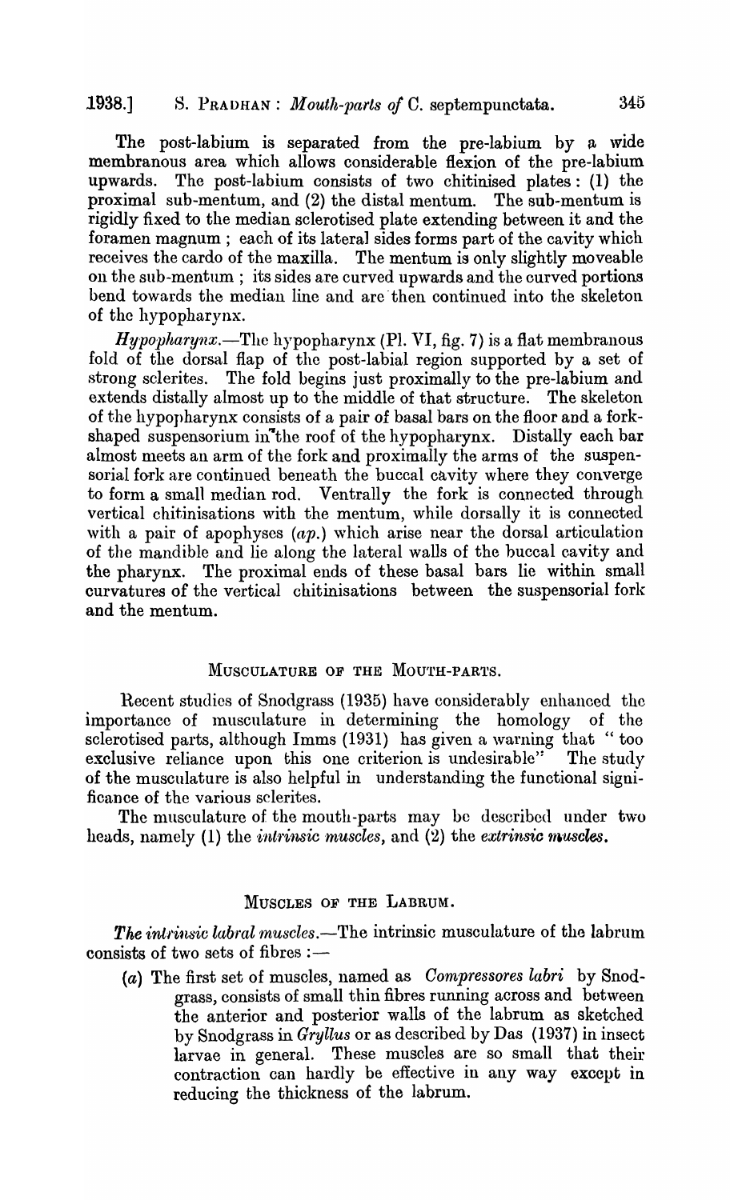The post-labium is separated from the pre-labium by a wide membranous area which allows considerable flexion of the pre-labium upwards. The post-labium consists of two chitinised plates: (1) the proximal sub-mentum, and (2) the distal mentum. The sub-mentum is rigidly fixed to the median sclerotised plate extending between it and the foramen magnum; each of its lateral sides forms part of the cavity which receives the cardo of the maxilla. The mentum is only slightly moveable on the sub-mentum; its sides are curved upwards and the curved portions bend towards the median line and are then continued into the skeleton of the hypopharynx.

*Hypopharynx.*—The hypopharynx (Pl. VI, fig. 7) is a flat membranous fold of the dorsal flap of the post-labial region supported by a set of strong sclerites. The fold begins just proximally to the pre-labium and extends distally almost up to the middle of that structure. The skeleton of the hypopharynx consists of a pair of basal bars on the floor and a fork-shaped suspensorium in the roof of the hypopharynx. Distally each bar almost meets an arm of the fork and proximally the arms of the suspensorial fork are continued beneath the buccal cavity where they converge to form a small median rod. Ventrally the fork is connected through vertical chitinisations with the mentum, while dorsally it is connected with a pair of apophyses (*ap.*) which arise near the dorsal articulation of the mandible and lie along the lateral walls of the buccal cavity and the pharynx. The proximal ends of these basal bars lie within small curvatures of the vertical chitinisations between the suspensorial fork and the mentum.

## MUSCULATURE OF THE MOUTH-PARTS.

Recent studies of Snodgrass (1935) have considerably enhanced the importance of musculature in determining the homology of the sclerotised parts, although Imms (1931) has given a warning that "too exclusive reliance upon this one criterion is undesirable" The study of the musculature is also helpful in understanding the functional significance of the various sclerites.

The musculature of the mouth-parts may be described under two heads, namely (1) the *intrinsic muscles*, and (2) the *extrinsic muscles*.

## MUSCLES OF THE LABRUM.

***The intrinsic labral muscles.***—The intrinsic musculature of the labrum consists of two sets of fibres :—

(*a*) The first set of muscles, named as *Compressores labri* by Snodgrass, consists of small thin fibres running across and between the anterior and posterior walls of the labrum as sketched by Snodgrass in *Gryllus* or as described by Das (1937) in insect larvae in general. These muscles are so small that their contraction can hardly be effective in any way except in reducing the thickness of the labrum.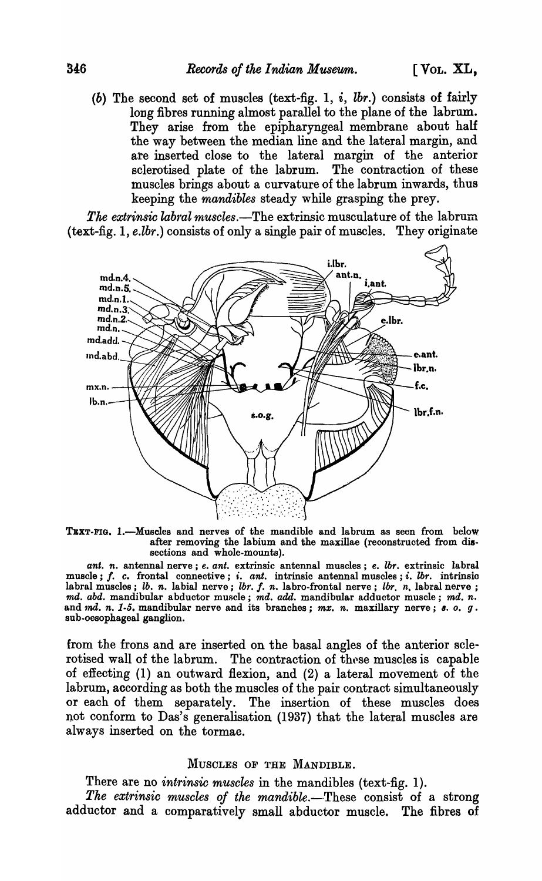(b) The second set of muscles (text-fig. 1, *i, lbr.*) consists of fairly long fibres running almost parallel to the plane of the labrum. They arise from the epipharyngeal membrane about half the way between the median line and the lateral margin, and are inserted close to the lateral margin of the anterior sclerotised plate of the labrum. The contraction of these muscles brings about a curvature of the labrum inwards, thus keeping the *mandibles* steady while grasping the prey.

*The extrinsic labral muscles.*—The extrinsic musculature of the labrum (text-fig. 1, *e.lbr.*) consists of only a single pair of muscles. They originate

TEXT-FIG. 1.—Muscles and nerves of the mandible and labrum as seen from below after removing the labium and the maxillae (reconstructed from dissections and whole-mounts).

*ant. n.* antennal nerve; *e. ant.* extrinsic antennal muscles; *e. lbr.* extrinsic labral muscle; *f. c.* frontal connective; *i. ant.* intrinsic antennal muscles; *i. lbr.* intrinsic labral muscles; *lb. n.* labial nerve; *lbr. f. n.* labro-frontal nerve; *lbr. n.* labral nerve; *md. abd.* mandibular abductor muscle; *md. add.* mandibular adductor muscle; *md. n.* and *md. n. 1-5.* mandibular nerve and its branches; *mx. n.* maxillary nerve; *s. o. g.* sub-oesophageal ganglion.

from the frons and are inserted on the basal angles of the anterior sclerotised wall of the labrum. The contraction of these muscles is capable of effecting (1) an outward flexion, and (2) a lateral movement of the labrum, according as both the muscles of the pair contract simultaneously or each of them separately. The insertion of these muscles does not conform to Das's generalisation (1937) that the lateral muscles are always inserted on the tormae.

## MUSCLES OF THE MANDIBLE.

There are no *intrinsic muscles* in the mandibles (text-fig. 1).

*The extrinsic muscles of the mandible.*—These consist of a strong adductor and a comparatively small abductor muscle. The fibres of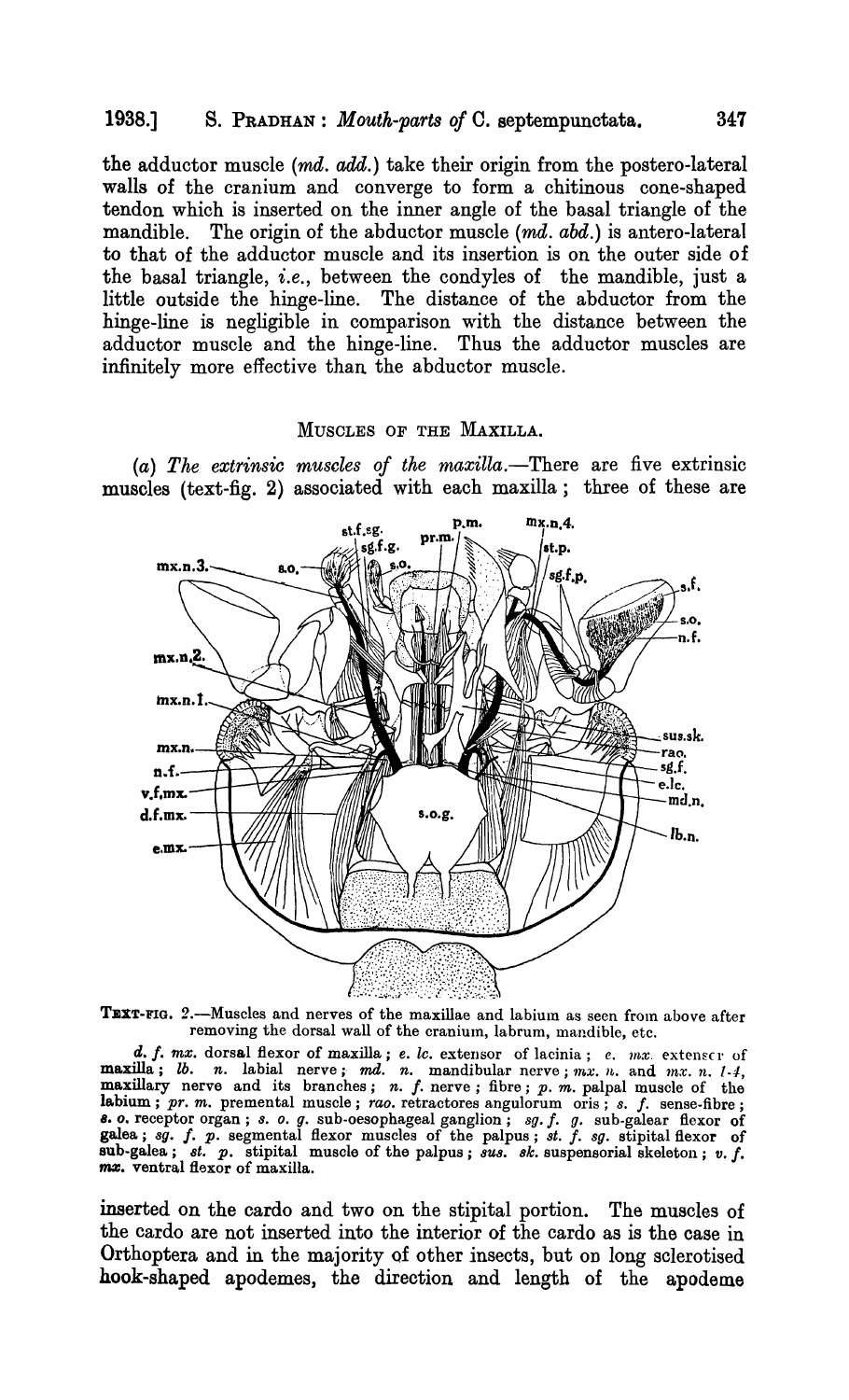the adductor muscle (*md. add.*) take their origin from the postero-lateral walls of the cranium and converge to form a chitinous cone-shaped tendon which is inserted on the inner angle of the basal triangle of the mandible. The origin of the abductor muscle (*md. abd.*) is antero-lateral to that of the adductor muscle and its insertion is on the outer side of the basal triangle, *i.e.*, between the condyles of the mandible, just a little outside the hinge-line. The distance of the abductor from the hinge-line is negligible in comparison with the distance between the adductor muscle and the hinge-line. Thus the adductor muscles are infinitely more effective than the abductor muscle.

## MUSCLES OF THE MAXILLA.

(*a*) *The extrinsic muscles of the maxilla.*—There are five extrinsic muscles (text-fig. 2) associated with each maxilla; three of these are

st.f.sg. sg.f.g. s.o. s.o. p.m. pr.m. mx.n.4. st.p. sg.f.p. s.f. s.o. n.f.
mx.n.3. mx.n.2. mx.n.1. mx.n. n.f. v.f.mx. d.f.mx. e.mx.
sus.sk. rao. sg.f. e.lc. md.n. lb.n.
s.o.g.

TEXT-FIG. 2.—Muscles and nerves of the maxillae and labium as seen from above after removing the dorsal wall of the cranium, labrum, mandible, etc.

*d. f. mx.* dorsal flexor of maxilla; *e. lc.* extensor of lacinia; *e. mx.* extensor of maxilla; *lb. n.* labial nerve; *md. n.* mandibular nerve; *mx. n.* and *mx. n. 1-4*, maxillary nerve and its branches; *n. f.* nerve; fibre; *p. m.* palpal muscle of the labium; *pr. m.* premental muscle; *rao.* retractores angulorum oris; *s. f.* sense-fibre; *s. o.* receptor organ; *s. o. g.* sub-oesophageal ganglion; *sg. f. g.* sub-galear flexor of galea; *sg. f. p.* segmental flexor muscles of the palpus; *st. f. sg.* stipital flexor of sub-galea; *st. p.* stipital muscle of the palpus; *sus. sk.* suspensorial skeleton; *v. f. mx.* ventral flexor of maxilla.

inserted on the cardo and two on the stipital portion. The muscles of the cardo are not inserted into the interior of the cardo as is the case in Orthoptera and in the majority of other insects, but on long sclerotised hook-shaped apodemes, the direction and length of the apodeme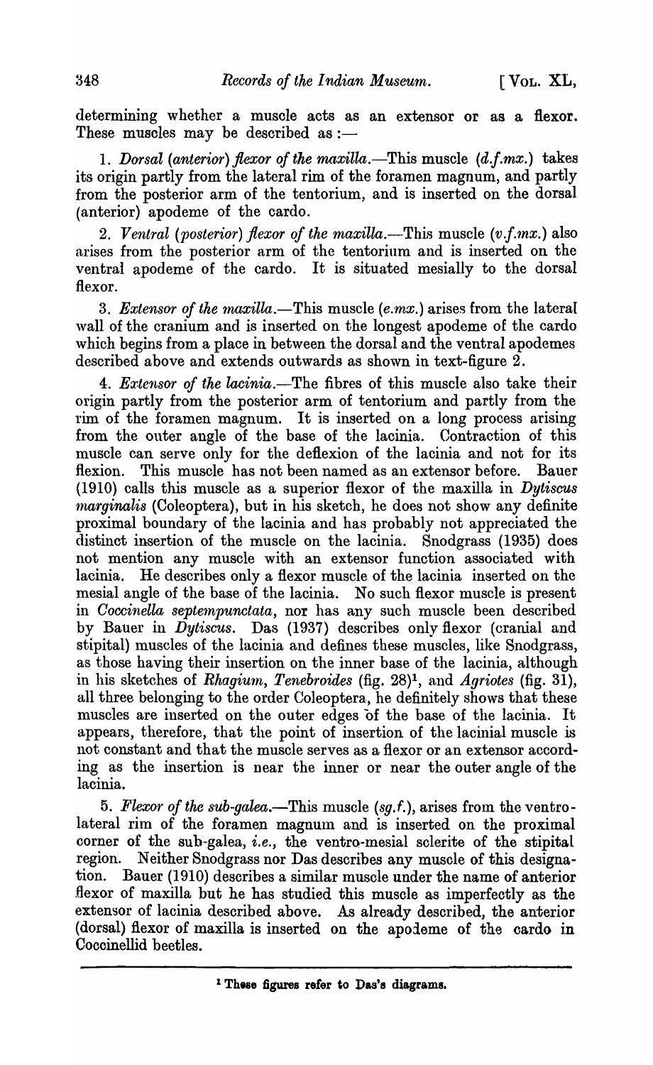determining whether a muscle acts as an extensor or as a flexor. These muscles may be described as :—

1. *Dorsal (anterior) flexor of the maxilla*.—This muscle (*d.f.mx.*) takes its origin partly from the lateral rim of the foramen magnum, and partly from the posterior arm of the tentorium, and is inserted on the dorsal (anterior) apodeme of the cardo.

2. *Ventral (posterior) flexor of the maxilla*.—This muscle (*v.f.mx.*) also arises from the posterior arm of the tentorium and is inserted on the ventral apodeme of the cardo. It is situated mesially to the dorsal flexor.

3. *Extensor of the maxilla*.—This muscle (*e.mx.*) arises from the lateral wall of the cranium and is inserted on the longest apodeme of the cardo which begins from a place in between the dorsal and the ventral apodemes described above and extends outwards as shown in text-figure 2.

4. *Extensor of the lacinia*.—The fibres of this muscle also take their origin partly from the posterior arm of tentorium and partly from the rim of the foramen magnum. It is inserted on a long process arising from the outer angle of the base of the lacinia. Contraction of this muscle can serve only for the deflexion of the lacinia and not for its flexion. This muscle has not been named as an extensor before. Bauer (1910) calls this muscle as a superior flexor of the maxilla in *Dytiscus marginalis* (Coleoptera), but in his sketch, he does not show any definite proximal boundary of the lacinia and has probably not appreciated the distinct insertion of the muscle on the lacinia. Snodgrass (1935) does not mention any muscle with an extensor function associated with lacinia. He describes only a flexor muscle of the lacinia inserted on the mesial angle of the base of the lacinia. No such flexor muscle is present in *Coccinella septempunctata*, nor has any such muscle been described by Bauer in *Dytiscus*. Das (1937) describes only flexor (cranial and stipital) muscles of the lacinia and defines these muscles, like Snodgrass, as those having their insertion on the inner base of the lacinia, although in his sketches of *Rhagium*, *Tenebroides* (fig. 28)[1], and *Agriotes* (fig. 31), all three belonging to the order Coleoptera, he definitely shows that these muscles are inserted on the outer edges of the base of the lacinia. It appears, therefore, that the point of insertion of the lacinial muscle is not constant and that the muscle serves as a flexor or an extensor according as the insertion is near the inner or near the outer angle of the lacinia.

5. *Flexor of the sub-galea*.—This muscle (*sg.f.*), arises from the ventro-lateral rim of the foramen magnum and is inserted on the proximal corner of the sub-galea, *i.e.*, the ventro-mesial sclerite of the stipital region. Neither Snodgrass nor Das describes any muscle of this designation. Bauer (1910) describes a similar muscle under the name of anterior flexor of maxilla but he has studied this muscle as imperfectly as the extensor of lacinia described above. As already described, the anterior (dorsal) flexor of maxilla is inserted on the apodeme of the cardo in Coccinellid beetles.

---

[1] These figures refer to Das's diagrams.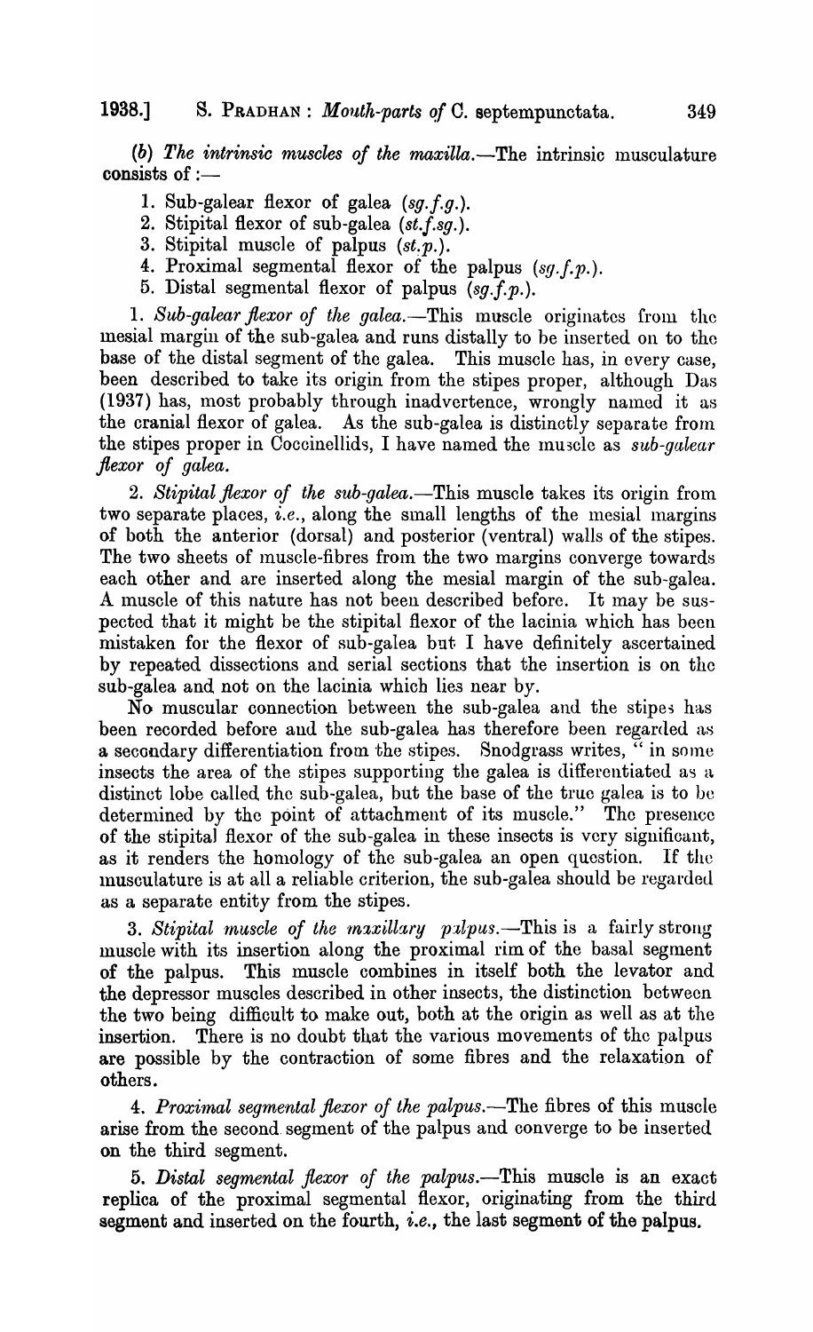(*b*) *The intrinsic muscles of the maxilla.*—The intrinsic musculature consists of :—

1. Sub-galear flexor of galea (*sg.f.g.*).
2. Stipital flexor of sub-galea (*st.f.sg.*).
3. Stipital muscle of palpus (*st.p.*).
4. Proximal segmental flexor of the palpus (*sg.f.p.*).
5. Distal segmental flexor of palpus (*sg.f.p.*).

1. *Sub-galear flexor of the galea.*—This muscle originates from the mesial margin of the sub-galea and runs distally to be inserted on to the base of the distal segment of the galea. This muscle has, in every case, been described to take its origin from the stipes proper, although Das (1937) has, most probably through inadvertence, wrongly named it as the cranial flexor of galea. As the sub-galea is distinctly separate from the stipes proper in Coccinellids, I have named the muscle as *sub-galear flexor of galea.*

2. *Stipital flexor of the sub-galea.*—This muscle takes its origin from two separate places, *i.e.*, along the small lengths of the mesial margins of both the anterior (dorsal) and posterior (ventral) walls of the stipes. The two sheets of muscle-fibres from the two margins converge towards each other and are inserted along the mesial margin of the sub-galea. A muscle of this nature has not been described before. It may be suspected that it might be the stipital flexor of the lacinia which has been mistaken for the flexor of sub-galea but I have definitely ascertained by repeated dissections and serial sections that the insertion is on the sub-galea and not on the lacinia which lies near by.

No muscular connection between the sub-galea and the stipes has been recorded before and the sub-galea has therefore been regarded as a secondary differentiation from the stipes. Snodgrass writes, " in some insects the area of the stipes supporting the galea is differentiated as a distinct lobe called the sub-galea, but the base of the true galea is to be determined by the point of attachment of its muscle." The presence of the stipital flexor of the sub-galea in these insects is very significant, as it renders the homology of the sub-galea an open question. If the musculature is at all a reliable criterion, the sub-galea should be regarded as a separate entity from the stipes.

3. *Stipital muscle of the maxillary palpus.*—This is a fairly strong muscle with its insertion along the proximal rim of the basal segment of the palpus. This muscle combines in itself both the levator and the depressor muscles described in other insects, the distinction between the two being difficult to make out, both at the origin as well as at the insertion. There is no doubt that the various movements of the palpus are possible by the contraction of some fibres and the relaxation of others.

4. *Proximal segmental flexor of the palpus.*—The fibres of this muscle arise from the second segment of the palpus and converge to be inserted on the third segment.

5. *Distal segmental flexor of the palpus.*—This muscle is an exact replica of the proximal segmental flexor, originating from the third segment and inserted on the fourth, *i.e.*, the last segment of the palpus.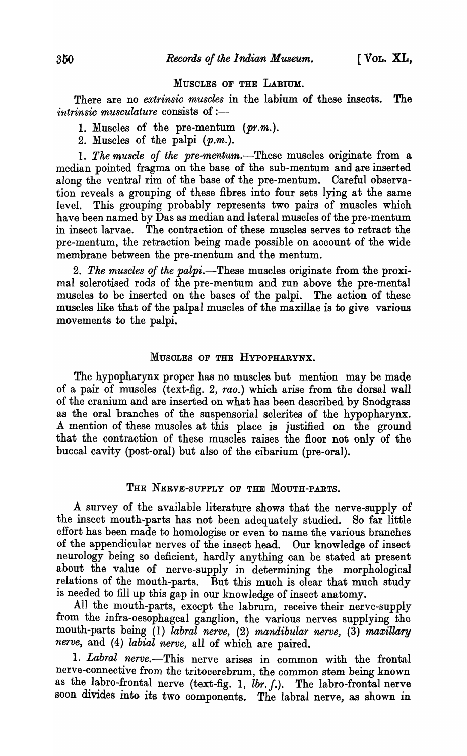## Muscles of the Labium.

There are no *extrinsic muscles* in the labium of these insects. The *intrinsic musculature* consists of :—

1. Muscles of the pre-mentum (*pr.m.*).
2. Muscles of the palpi (*p.m.*).

1. *The muscle of the pre-mentum.*—These muscles originate from a median pointed fragma on the base of the sub-mentum and are inserted along the ventral rim of the base of the pre-mentum. Careful observation reveals a grouping of these fibres into four sets lying at the same level. This grouping probably represents two pairs of muscles which have been named by Das as median and lateral muscles of the pre-mentum in insect larvae. The contraction of these muscles serves to retract the pre-mentum, the retraction being made possible on account of the wide membrane between the pre-mentum and the mentum.

2. *The muscles of the palpi.*—These muscles originate from the proximal sclerotised rods of the pre-mentum and run above the pre-mental muscles to be inserted on the bases of the palpi. The action of these muscles like that of the palpal muscles of the maxillae is to give various movements to the palpi.

## Muscles of the Hypopharynx.

The hypopharynx proper has no muscles but mention may be made of a pair of muscles (text-fig. 2, *rao.*) which arise from the dorsal wall of the cranium and are inserted on what has been described by Snodgrass as the oral branches of the suspensorial sclerites of the hypopharynx. A mention of these muscles at this place is justified on the ground that the contraction of these muscles raises the floor not only of the buccal cavity (post-oral) but also of the cibarium (pre-oral).

## The Nerve-supply of the Mouth-parts.

A survey of the available literature shows that the nerve-supply of the insect mouth-parts has not been adequately studied. So far little effort has been made to homologise or even to name the various branches of the appendicular nerves of the insect head. Our knowledge of insect neurology being so deficient, hardly anything can be stated at present about the value of nerve-supply in determining the morphological relations of the mouth-parts. But this much is clear that much study is needed to fill up this gap in our knowledge of insect anatomy.

All the mouth-parts, except the labrum, receive their nerve-supply from the infra-oesophageal ganglion, the various nerves supplying the mouth-parts being (1) *labral nerve*, (2) *mandibular nerve*, (3) *maxillary nerve*, and (4) *labial nerve*, all of which are paired.

1. *Labral nerve.*—This nerve arises in common with the frontal nerve-connective from the tritocerebrum, the common stem being known as the labro-frontal nerve (text-fig. 1, *lbr.f.*). The labro-frontal nerve soon divides into its two components. The labral nerve, as shown in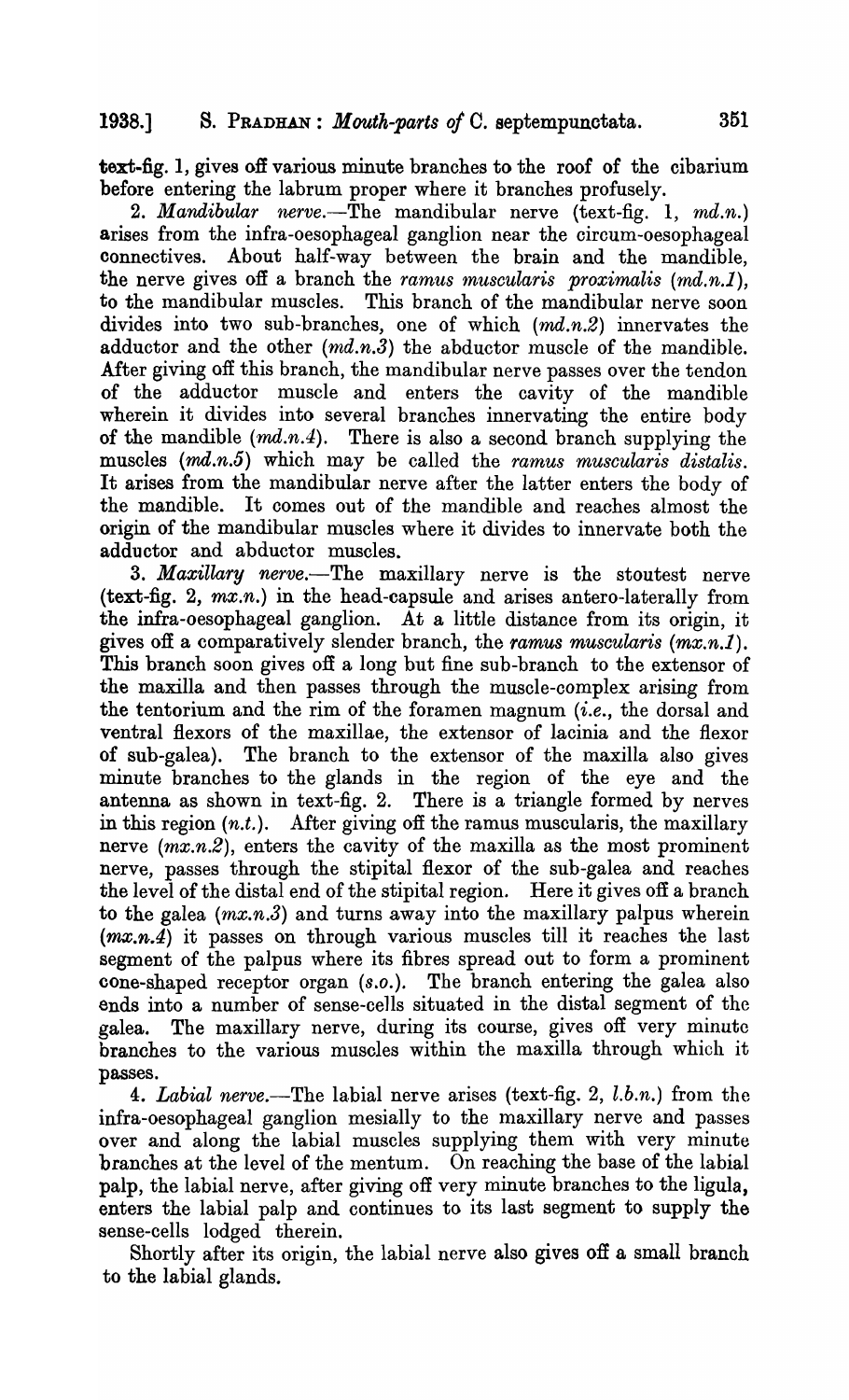text-fig. 1, gives off various minute branches to the roof of the cibarium before entering the labrum proper where it branches profusely.

2. *Mandibular nerve*.—The mandibular nerve (text-fig. 1, *md.n.*) arises from the infra-oesophageal ganglion near the circum-oesophageal connectives. About half-way between the brain and the mandible, the nerve gives off a branch the *ramus muscularis proximalis* (*md.n.1*), to the mandibular muscles. This branch of the mandibular nerve soon divides into two sub-branches, one of which (*md.n.2*) innervates the adductor and the other (*md.n.3*) the abductor muscle of the mandible. After giving off this branch, the mandibular nerve passes over the tendon of the adductor muscle and enters the cavity of the mandible wherein it divides into several branches innervating the entire body of the mandible (*md.n.4*). There is also a second branch supplying the muscles (*md.n.5*) which may be called the *ramus muscularis distalis*. It arises from the mandibular nerve after the latter enters the body of the mandible. It comes out of the mandible and reaches almost the origin of the mandibular muscles where it divides to innervate both the adductor and abductor muscles.

3. *Maxillary nerve*.—The maxillary nerve is the stoutest nerve (text-fig. 2, *mx.n.*) in the head-capsule and arises antero-laterally from the infra-oesophageal ganglion. At a little distance from its origin, it gives off a comparatively slender branch, the *ramus muscularis* (*mx.n.1*). This branch soon gives off a long but fine sub-branch to the extensor of the maxilla and then passes through the muscle-complex arising from the tentorium and the rim of the foramen magnum (*i.e.*, the dorsal and ventral flexors of the maxillae, the extensor of lacinia and the flexor of sub-galea). The branch to the extensor of the maxilla also gives minute branches to the glands in the region of the eye and the antenna as shown in text-fig. 2. There is a triangle formed by nerves in this region (*n.t.*). After giving off the ramus muscularis, the maxillary nerve (*mx.n.2*), enters the cavity of the maxilla as the most prominent nerve, passes through the stipital flexor of the sub-galea and reaches the level of the distal end of the stipital region. Here it gives off a branch to the galea (*mx.n.3*) and turns away into the maxillary palpus wherein (*mx.n.4*) it passes on through various muscles till it reaches the last segment of the palpus where its fibres spread out to form a prominent cone-shaped receptor organ (*s.o.*). The branch entering the galea also ends into a number of sense-cells situated in the distal segment of the galea. The maxillary nerve, during its course, gives off very minute branches to the various muscles within the maxilla through which it passes.

4. *Labial nerve*.—The labial nerve arises (text-fig. 2, *l.b.n.*) from the infra-oesophageal ganglion mesially to the maxillary nerve and passes over and along the labial muscles supplying them with very minute branches at the level of the mentum. On reaching the base of the labial palp, the labial nerve, after giving off very minute branches to the ligula, enters the labial palp and continues to its last segment to supply the sense-cells lodged therein.

Shortly after its origin, the labial nerve also gives off a small branch to the labial glands.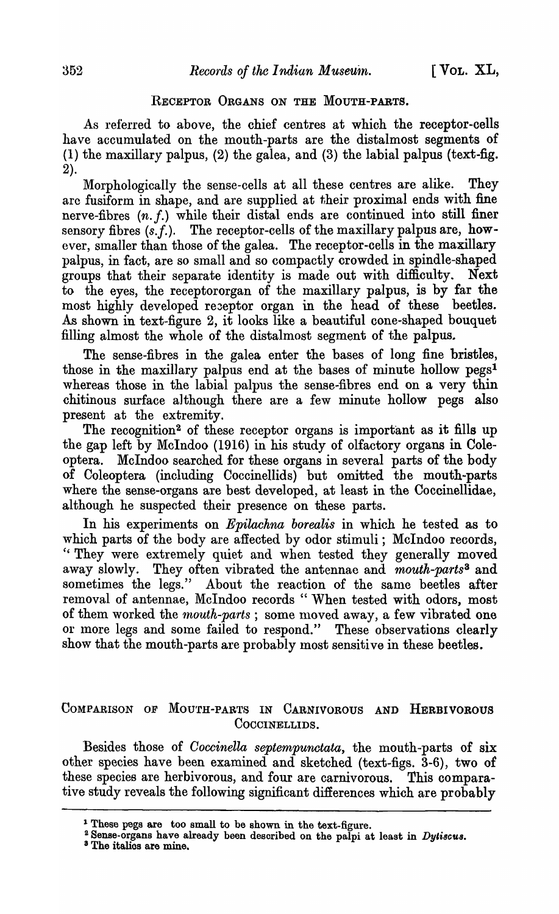## Receptor Organs on the Mouth-parts.

As referred to above, the chief centres at which the receptor-cells have accumulated on the mouth-parts are the distalmost segments of (1) the maxillary palpus, (2) the galea, and (3) the labial palpus (text-fig. 2).

Morphologically the sense-cells at all these centres are alike. They are fusiform in shape, and are supplied at their proximal ends with fine nerve-fibres (*n.f.*) while their distal ends are continued into still finer sensory fibres (*s.f.*). The receptor-cells of the maxillary palpus are, however, smaller than those of the galea. The receptor-cells in the maxillary palpus, in fact, are so small and so compactly crowded in spindle-shaped groups that their separate identity is made out with difficulty. Next to the eyes, the receptororgan of the maxillary palpus, is by far the most highly developed receptor organ in the head of these beetles. As shown in text-figure 2, it looks like a beautiful cone-shaped bouquet filling almost the whole of the distalmost segment of the palpus.

The sense-fibres in the galea enter the bases of long fine bristles, those in the maxillary palpus end at the bases of minute hollow pegs[1] whereas those in the labial palpus the sense-fibres end on a very thin chitinous surface although there are a few minute hollow pegs also present at the extremity.

The recognition[2] of these receptor organs is important as it fills up the gap left by McIndoo (1916) in his study of olfactory organs in Coleoptera. McIndoo searched for these organs in several parts of the body of Coleoptera (including Coccinellids) but omitted the mouth-parts where the sense-organs are best developed, at least in the Coccinellidae, although he suspected their presence on these parts.

In his experiments on *Epilachna borealis* in which he tested as to which parts of the body are affected by odor stimuli; McIndoo records, "They were extremely quiet and when tested they generally moved away slowly. They often vibrated the antennae and *mouth-parts*[3] and sometimes the legs." About the reaction of the same beetles after removal of antennae, McIndoo records "When tested with odors, most of them worked the *mouth-parts*; some moved away, a few vibrated one or more legs and some failed to respond." These observations clearly show that the mouth-parts are probably most sensitive in these beetles.

## Comparison of Mouth-parts in Carnivorous and Herbivorous Coccinellids.

Besides those of *Coccinella septempunctata*, the mouth-parts of six other species have been examined and sketched (text-figs. 3-6), two of these species are herbivorous, and four are carnivorous. This comparative study reveals the following significant differences which are probably

---

[1] These pegs are too small to be shown in the text-figure.

[2] Sense-organs have already been described on the palpi at least in *Dytiscus*.

[3] The italics are mine.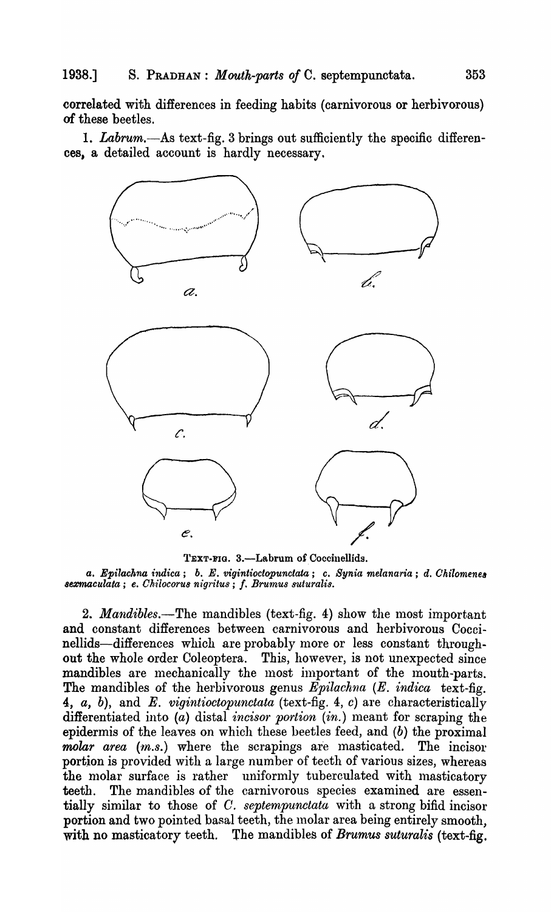correlated with differences in feeding habits (carnivorous or herbivorous) of these beetles.

1. *Labrum*.—As text-fig. 3 brings out sufficiently the specific differences, a detailed account is hardly necessary.

TEXT-FIG. 3.—Labrum of Coccinellids.

*a. Epilachna indica*; *b. E. vigintioctopunctata*; *c. Synia melanaria*; *d. Chilomenes sexmaculata*; *e. Chilocorus nigritus*; *f. Brumus suturalis*.

2. *Mandibles*.—The mandibles (text-fig. 4) show the most important and constant differences between carnivorous and herbivorous Coccinellids—differences which are probably more or less constant throughout the whole order Coleoptera. This, however, is not unexpected since mandibles are mechanically the most important of the mouth-parts. The mandibles of the herbivorous genus *Epilachna* (*E. indica* text-fig. 4, *a*, *b*), and *E. vigintioctopunctata* (text-fig. 4, *c*) are characteristically differentiated into (*a*) distal *incisor portion* (*in.*) meant for scraping the epidermis of the leaves on which these beetles feed, and (*b*) the proximal *molar area* (*m.s.*) where the scrapings are masticated. The incisor portion is provided with a large number of teeth of various sizes, whereas the molar surface is rather uniformly tuberculated with masticatory teeth. The mandibles of the carnivorous species examined are essentially similar to those of *C. septempunctata* with a strong bifid incisor portion and two pointed basal teeth, the molar area being entirely smooth, with no masticatory teeth. The mandibles of *Brumus suturalis* (text-fig.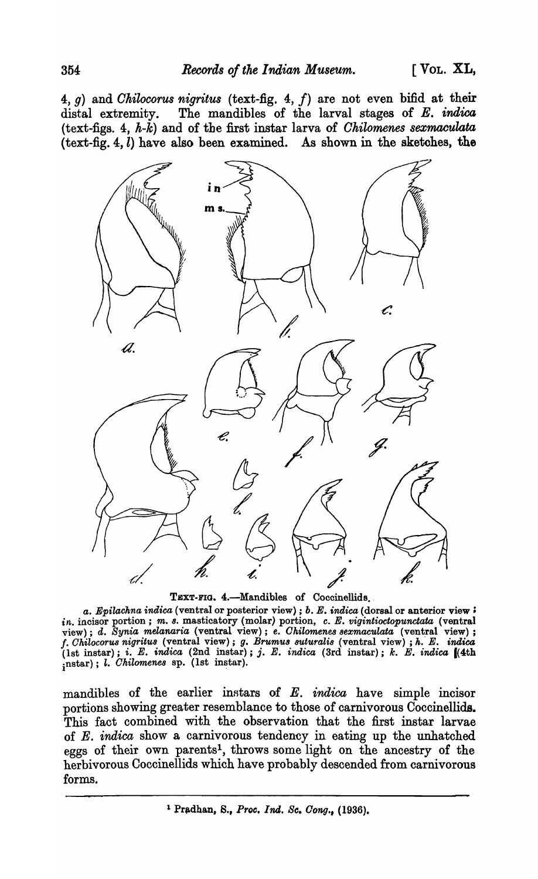4, *g*) and *Chilocorus nigritus* (text-fig. 4, *f*) are not even bifid at their distal extremity. The mandibles of the larval stages of *E. indica* (text-figs. 4, *h-k*) and of the first instar larva of *Chilomenes sexmaculata* (text-fig. 4, *l*) have also been examined. As shown in the sketches, the

TEXT-FIG. 4.—Mandibles of Coccinellids.

*a. Epilachna indica* (ventral or posterior view); *b. E. indica* (dorsal or anterior view; *in.* incisor portion; *m. s.* masticatory (molar) portion, *c. E. vigintioctopunctata* (ventral view); *d. Synia melanaria* (ventral view); *e. Chilomenes sexmaculata* (ventral view); *f. Chilocorus nigritus* (ventral view); *g. Brumus suturalis* (ventral view); *h. E. indica* (1st instar); *i. E. indica* (2nd instar); *j. E. indica* (3rd instar); *k. E. indica* (4th instar); *l. Chilomenes* sp. (1st instar).

mandibles of the earlier instars of *E. indica* have simple incisor portions showing greater resemblance to those of carnivorous Coccinellids. This fact combined with the observation that the first instar larvae of *E. indica* show a carnivorous tendency in eating up the unhatched eggs of their own parents[1], throws some light on the ancestry of the herbivorous Coccinellids which have probably descended from carnivorous forms.

[1] Pradhan, S., *Proc. Ind. Sc. Cong.*, (1936).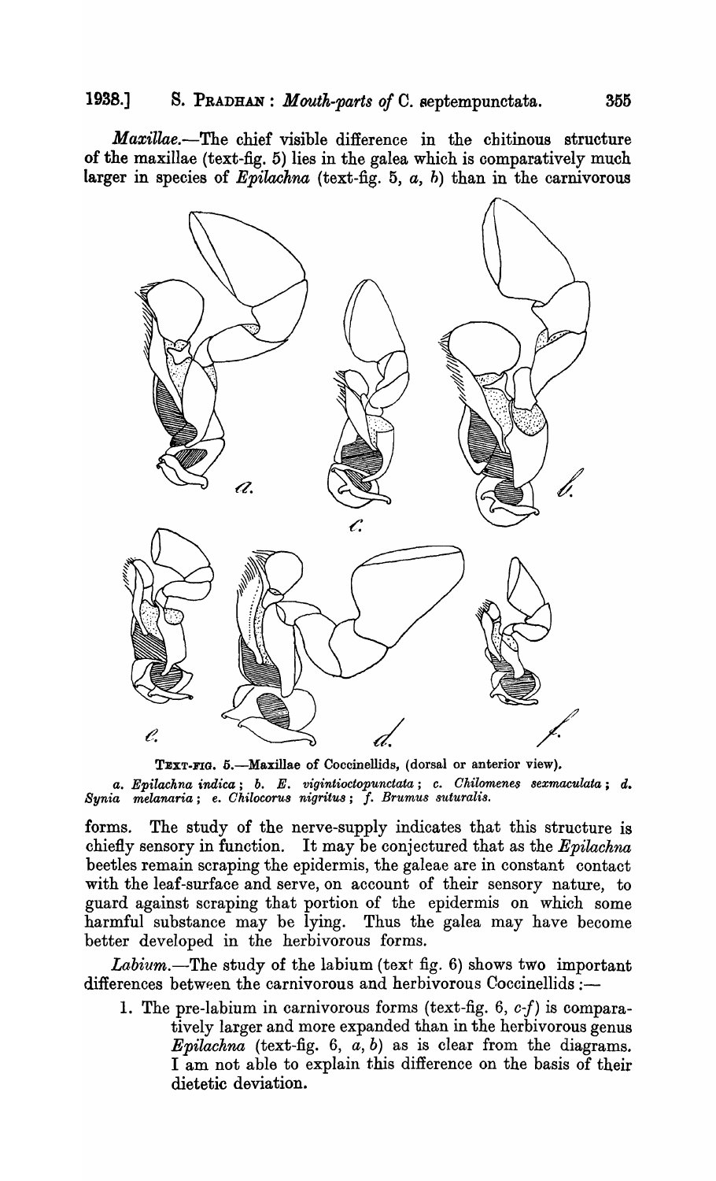*Maxillae.*—The chief visible difference in the chitinous structure of the maxillae (text-fig. 5) lies in the galea which is comparatively much larger in species of *Epilachna* (text-fig. 5, *a*, *b*) than in the carnivorous

TEXT-FIG. 5.—Maxillae of Coccinellids, (dorsal or anterior view).
*a. Epilachna indica*; *b. E. vigintioctopunctata*; *c. Chilomenes sexmaculata*; *d. Synia melanaria*; *e. Chilocorus nigritus*; *f. Brumus suturalis.*

forms. The study of the nerve-supply indicates that this structure is chiefly sensory in function. It may be conjectured that as the *Epilachna* beetles remain scraping the epidermis, the galeae are in constant contact with the leaf-surface and serve, on account of their sensory nature, to guard against scraping that portion of the epidermis on which some harmful substance may be lying. Thus the galea may have become better developed in the herbivorous forms.

*Labium.*—The study of the labium (text fig. 6) shows two important differences between the carnivorous and herbivorous Coccinellids :—

1. The pre-labium in carnivorous forms (text-fig. 6, *c-f*) is comparatively larger and more expanded than in the herbivorous genus *Epilachna* (text-fig. 6, *a*, *b*) as is clear from the diagrams. I am not able to explain this difference on the basis of their dietetic deviation.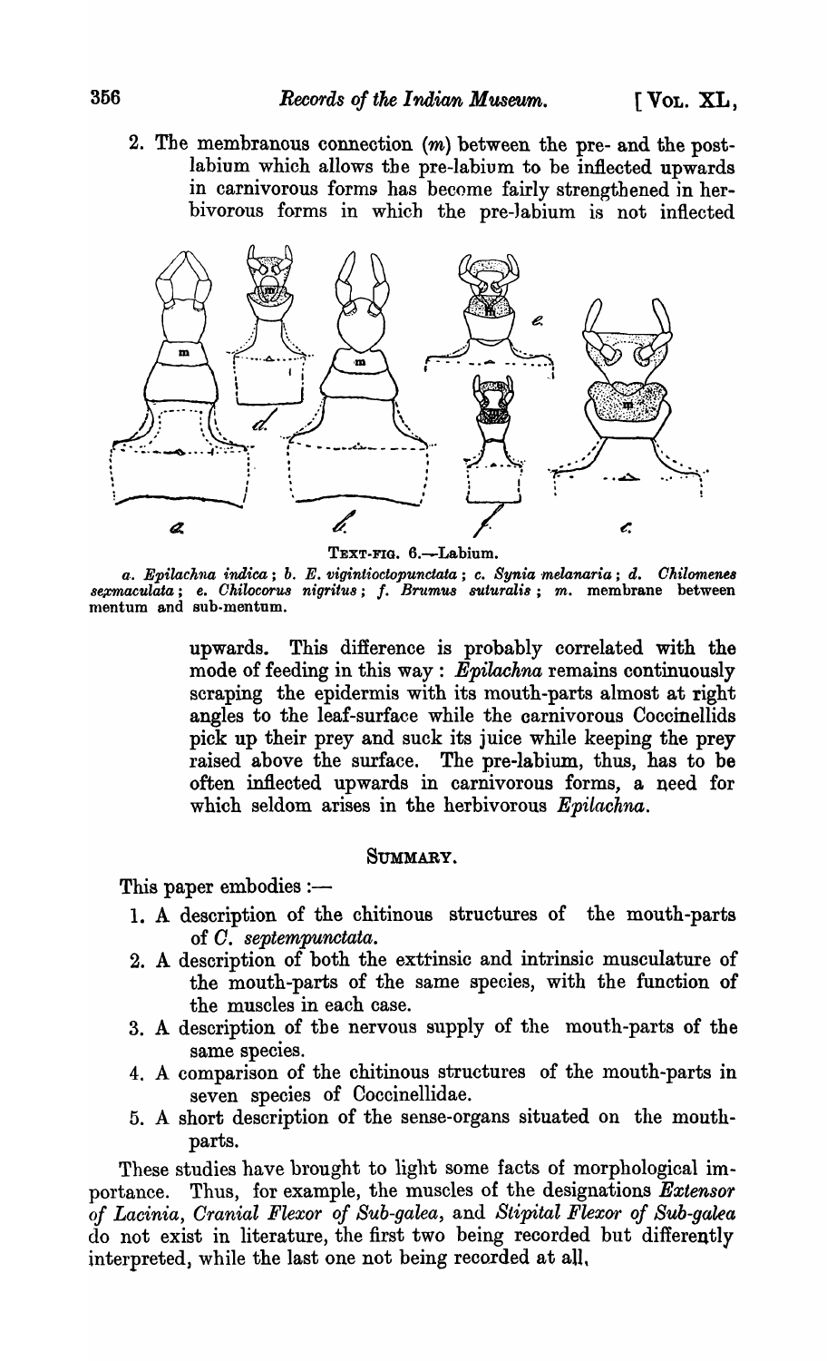2. The membranous connection (*m*) between the pre- and the post-labium which allows the pre-labium to be inflected upwards in carnivorous forms has become fairly strengthened in herbivorous forms in which the pre-labium is not inflected upwards. This difference is probably correlated with the mode of feeding in this way : *Epilachna* remains continuously scraping the epidermis with its mouth-parts almost at right angles to the leaf-surface while the carnivorous Coccinellids pick up their prey and suck its juice while keeping the prey raised above the surface. The pre-labium, thus, has to be often inflected upwards in carnivorous forms, a need for which seldom arises in the herbivorous *Epilachna*.

TEXT-FIG. 6.—Labium.

*a. Epilachna indica* ; *b. E. vigintioctopunctata* ; *c. Synia melanaria* ; *d. Chilomenes sexmaculata* ; *e. Chilocorus nigritus* ; *f. Brumus suturalis* ; *m.* membrane between mentum and sub-mentum.

## SUMMARY.

This paper embodies :—

1. A description of the chitinous structures of the mouth-parts of *C. septempunctata*.
2. A description of both the extrinsic and intrinsic musculature of the mouth-parts of the same species, with the function of the muscles in each case.
3. A description of the nervous supply of the mouth-parts of the same species.
4. A comparison of the chitinous structures of the mouth-parts in seven species of Coccinellidae.
5. A short description of the sense-organs situated on the mouth-parts.

These studies have brought to light some facts of morphological importance. Thus, for example, the muscles of the designations *Extensor of Lacinia*, *Cranial Flexor of Sub-galea*, and *Stipital Flexor of Sub-galea* do not exist in literature, the first two being recorded but differently interpreted, while the last one not being recorded at all.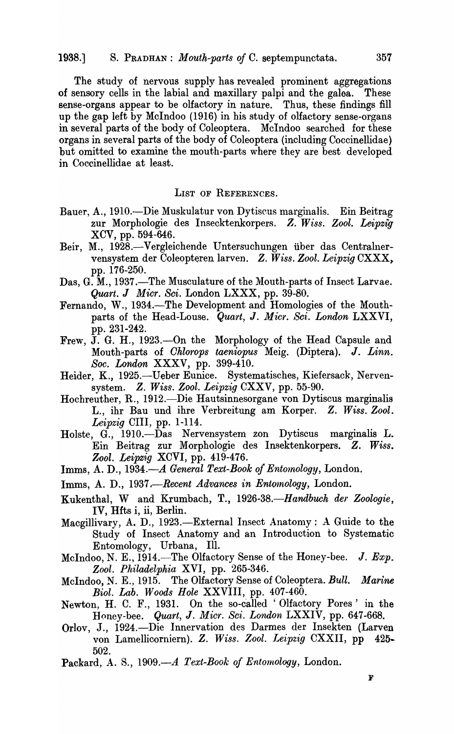The study of nervous supply has revealed prominent aggregations of sensory cells in the labial and maxillary palpi and the galea. These sense-organs appear to be olfactory in nature. Thus, these findings fill up the gap left by McIndoo (1916) in his study of olfactory sense-organs in several parts of the body of Coleoptera. McIndoo searched for these organs in several parts of the body of Coleoptera (including Coccinellidae) but omitted to examine the mouth-parts where they are best developed in Coccinellidae at least.

## LIST OF REFERENCES.

Bauer, A., 1910.—Die Muskulatur von Dytiscus marginalis. Ein Beitrag zur Morphologie des Insecktenkorpers. *Z. Wiss. Zool. Leipzig* XCV, pp. 594-646.

Beir, M., 1928.—Vergleichende Untersuchungen über das Centralnervensystem der Coleopteren larven. *Z. Wiss. Zool. Leipzig* CXXX, pp. 176-250.

Das, G. M., 1937.—The Musculature of the Mouth-parts of Insect Larvae. *Quart. J Micr. Sci.* London LXXX, pp. 39-80.

Fernando, W., 1934.—The Development and Homologies of the Mouth-parts of the Head-Louse. *Quart, J. Micr. Sci. London* LXXVI, pp. 231-242.

Frew, J. G. H., 1923.—On the Morphology of the Head Capsule and Mouth-parts of *Chlorops taeniopus* Meig. (Diptera). *J. Linn. Soc. London* XXXV, pp. 399-410.

Heider, K., 1925.—Ueber Eunice. Systematisches, Kiefersack, Nervensystem. *Z. Wiss. Zool. Leipzig* CXXV, pp. 55-90.

Hochreuther, R., 1912.—Die Hautsinnesorgane von Dytiscus marginalis L., ihr Bau und ihre Verbreitung am Korper. *Z. Wiss. Zool. Leipzig* CIII, pp. 1-114.

Holste, G., 1910.—Das Nervensystem zon Dytiscus marginalis L. Ein Beitrag zur Morphologie des Insektenkorpers. *Z. Wiss. Zool. Leipzig* XCVI, pp. 419-476.

Imms, A. D., 1934.—*A General Text-Book of Entomology*, London.

Imms, A. D., 1937.—*Recent Advances in Entomology*, London.

Kukenthal, W and Krumbach, T., 1926-38.—*Handbuch der Zoologie*, IV, Hfts i, ii, Berlin.

Macgillivary, A. D., 1923.—External Insect Anatomy: A Guide to the Study of Insect Anatomy and an Introduction to Systematic Entomology, Urbana, Ill.

McIndoo, N. E., 1914.—The Olfactory Sense of the Honey-bee. *J. Exp. Zool. Philadelphia* XVI, pp. 265-346.

McIndoo, N. E., 1915. The Olfactory Sense of Coleoptera. *Bull. Marine Biol. Lab. Woods Hole* XXVIII, pp. 407-460.

Newton, H. C. F., 1931. On the so-called 'Olfactory Pores' in the Honey-bee. *Quart, J. Micr. Sci. London* LXXIV, pp. 647-668.

Orlov, J., 1924.—Die Innervation des Darmes der Insekten (Larven von Lamellicorniern). *Z. Wiss. Zool. Leipzig* CXXII, pp 425-502.

Packard, A. S., 1909.—*A Text-Book of Entomology*, London.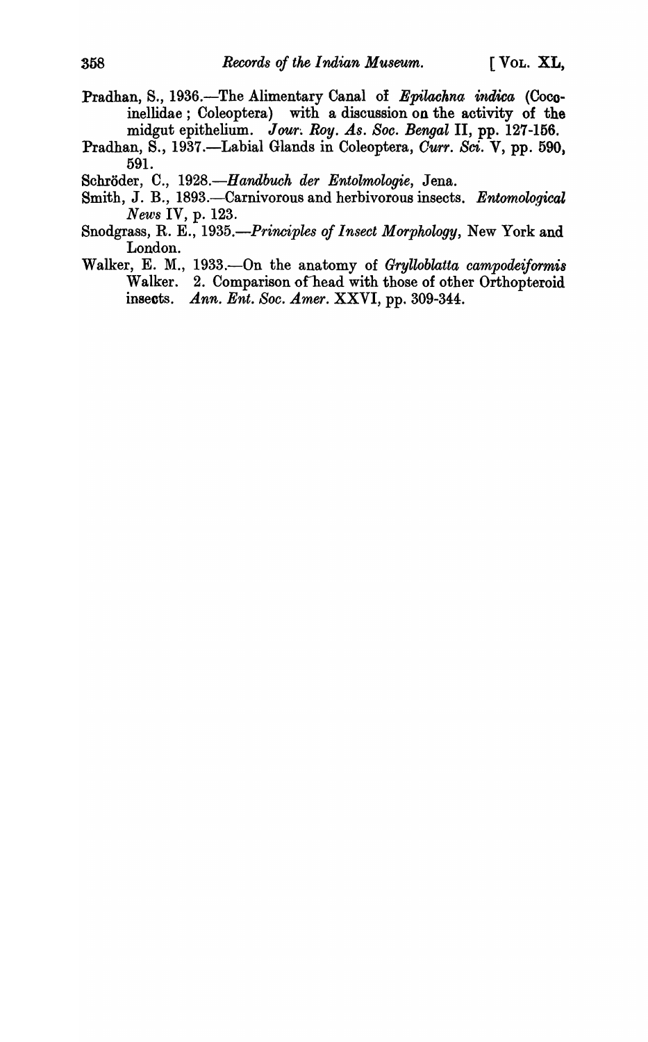Pradhan, S., 1936.—The Alimentary Canal of *Epilachna indica* (Coccinellidae; Coleoptera) with a discussion on the activity of the midgut epithelium. *Jour. Roy. As. Soc. Bengal* II, pp. 127-156.

Pradhan, S., 1937.—Labial Glands in Coleoptera, *Curr. Sci.* V, pp. 590, 591.

Schröder, C., 1928.—*Handbuch der Entolmologie*, Jena.

Smith, J. B., 1893.—Carnivorous and herbivorous insects. *Entomological News* IV, p. 123.

Snodgrass, R. E., 1935.—*Principles of Insect Morphology*, New York and London.

Walker, E. M., 1933.—On the anatomy of *Grylloblatta campodeiformis* Walker. 2. Comparison of head with those of other Orthopteroid insects. *Ann. Ent. Soc. Amer.* XXVI, pp. 309-344.